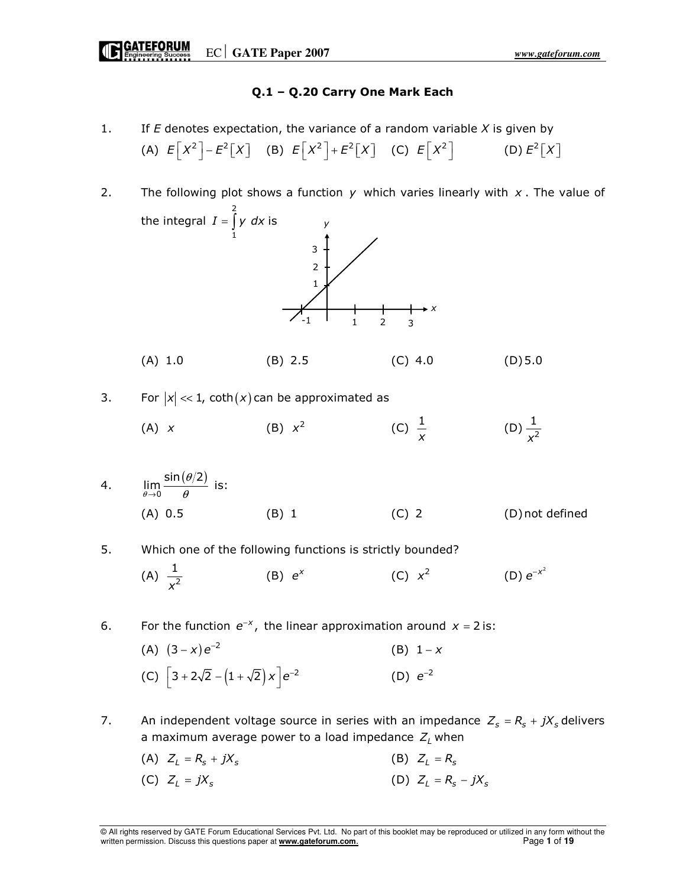## Q.1 – Q.20 Carry One Mark Each

1. If $E$ denotes expectation, the variance of a random variable $X$ is given by

   (A) $E\left[X^2\right]-E^2\left[X\right]$ (B) $E\left[X^2\right]+E^2\left[X\right]$ (C) $E\left[X^2\right]$ (D) $E^2\left[X\right]$

2. The following plot shows a function $y$ which varies linearly with $x$. The value of the integral $I=\int_1^2 y\,dx$ is

   (A) 1.0 (B) 2.5 (C) 4.0 (D) 5.0

3. For $|x| \ll 1$, $\coth(x)$ can be approximated as

   (A) $x$ (B) $x^2$ (C) $\frac{1}{x}$ (D) $\frac{1}{x^2}$

4. $\lim\limits_{\theta\to 0}\frac{\sin(\theta/2)}{\theta}$ is:

   (A) 0.5 (B) 1 (C) 2 (D) not defined

5. Which one of the following functions is strictly bounded?

   (A) $\frac{1}{x^2}$ (B) $e^x$ (C) $x^2$ (D) $e^{-x^2}$

6. For the function $e^{-x}$, the linear approximation around $x=2$ is:

   (A) $(3-x)e^{-2}$ (B) $1-x$

   (C) $\left[3+2\sqrt{2}-\left(1+\sqrt{2}\right)x\right]e^{-2}$ (D) $e^{-2}$

7. An independent voltage source in series with an impedance $Z_s = R_s + jX_s$ delivers a maximum average power to a load impedance $Z_L$ when

   (A) $Z_L = R_s + jX_s$ (B) $Z_L = R_s$

   (C) $Z_L = jX_s$ (D) $Z_L = R_s - jX_s$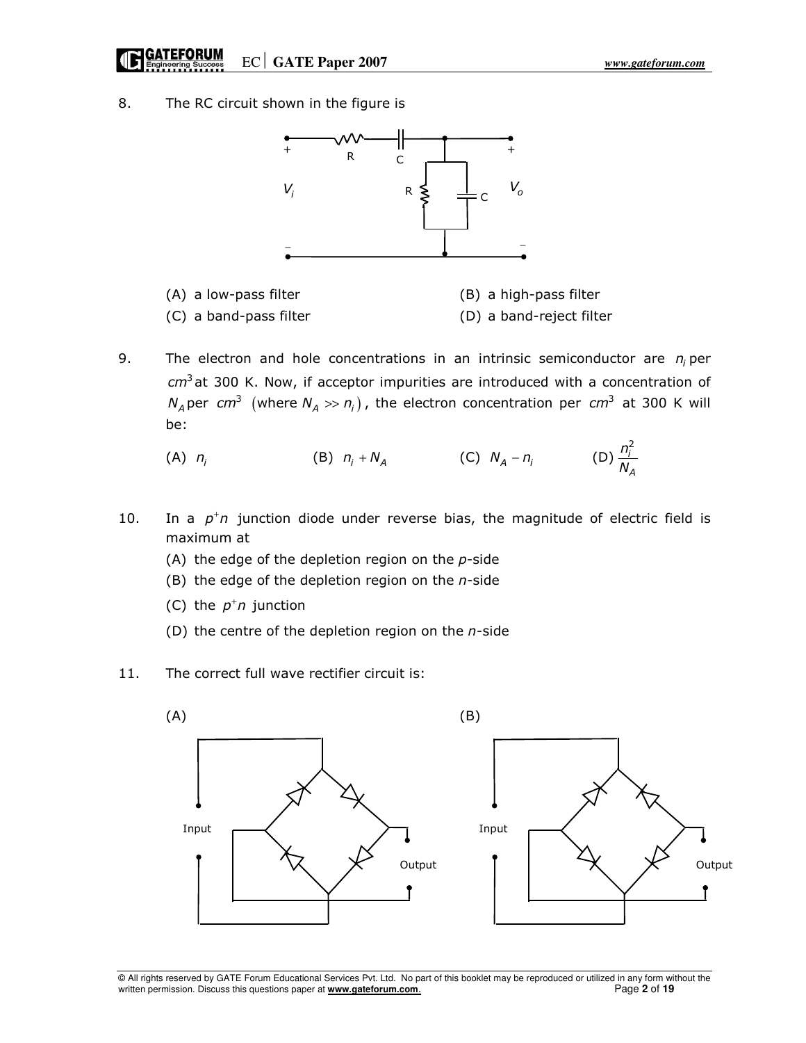8. The RC circuit shown in the figure is

(A) a low-pass filter
(B) a high-pass filter
(C) a band-pass filter
(D) a band-reject filter

9. The electron and hole concentrations in an intrinsic semiconductor are $n_i$ per $cm^3$ at 300 K. Now, if acceptor impurities are introduced with a concentration of $N_A$ per $cm^3$ (where $N_A >> n_i$), the electron concentration per $cm^3$ at 300 K will be:

(A) $n_i$
(B) $n_i + N_A$
(C) $N_A - n_i$
(D) $\frac{n_i^2}{N_A}$

10. In a $p^+n$ junction diode under reverse bias, the magnitude of electric field is maximum at

(A) the edge of the depletion region on the *p*-side
(B) the edge of the depletion region on the *n*-side
(C) the $p^+n$ junction
(D) the centre of the depletion region on the *n*-side

11. The correct full wave rectifier circuit is:

(A)

(B)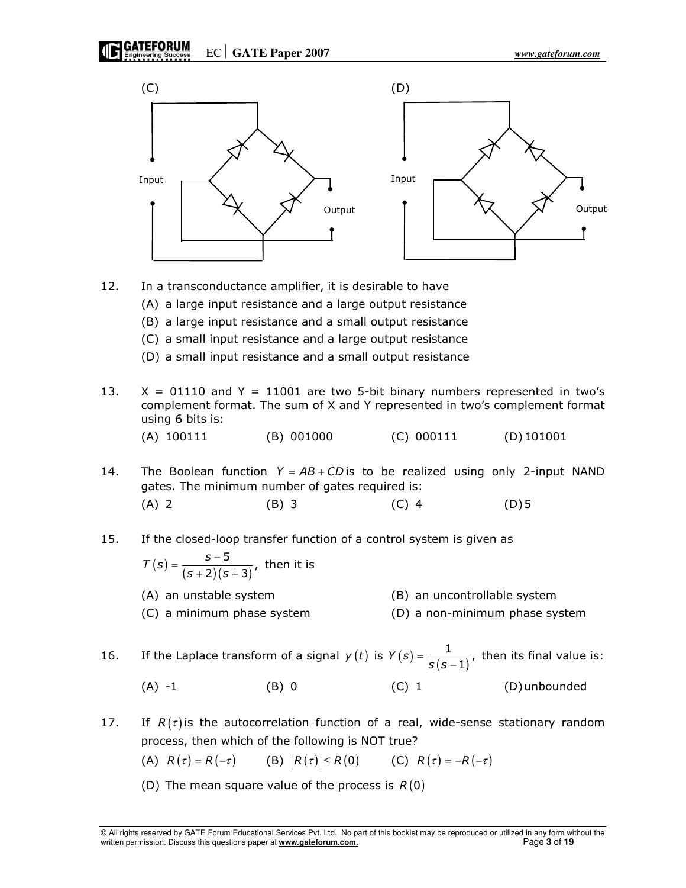(C)

Input

Output

(D)

Input

Output

12. In a transconductance amplifier, it is desirable to have
    (A) a large input resistance and a large output resistance
    (B) a large input resistance and a small output resistance
    (C) a small input resistance and a large output resistance
    (D) a small input resistance and a small output resistance

13. X = 01110 and Y = 11001 are two 5-bit binary numbers represented in two's complement format. The sum of X and Y represented in two's complement format using 6 bits is:
    (A) 100111 (B) 001000 (C) 000111 (D) 101001

14. The Boolean function $Y = AB + CD$ is to be realized using only 2-input NAND gates. The minimum number of gates required is:
    (A) 2 (B) 3 (C) 4 (D) 5

15. If the closed-loop transfer function of a control system is given as
    $T(s) = \dfrac{s-5}{(s+2)(s+3)}$, then it is
    (A) an unstable system (B) an uncontrollable system
    (C) a minimum phase system (D) a non-minimum phase system

16. If the Laplace transform of a signal $y(t)$ is $Y(s) = \dfrac{1}{s(s-1)}$, then its final value is:
    (A) -1 (B) 0 (C) 1 (D) unbounded

17. If $R(\tau)$ is the autocorrelation function of a real, wide-sense stationary random process, then which of the following is NOT true?
    (A) $R(\tau) = R(-\tau)$ (B) $|R(\tau)| \le R(0)$ (C) $R(\tau) = -R(-\tau)$
    (D) The mean square value of the process is $R(0)$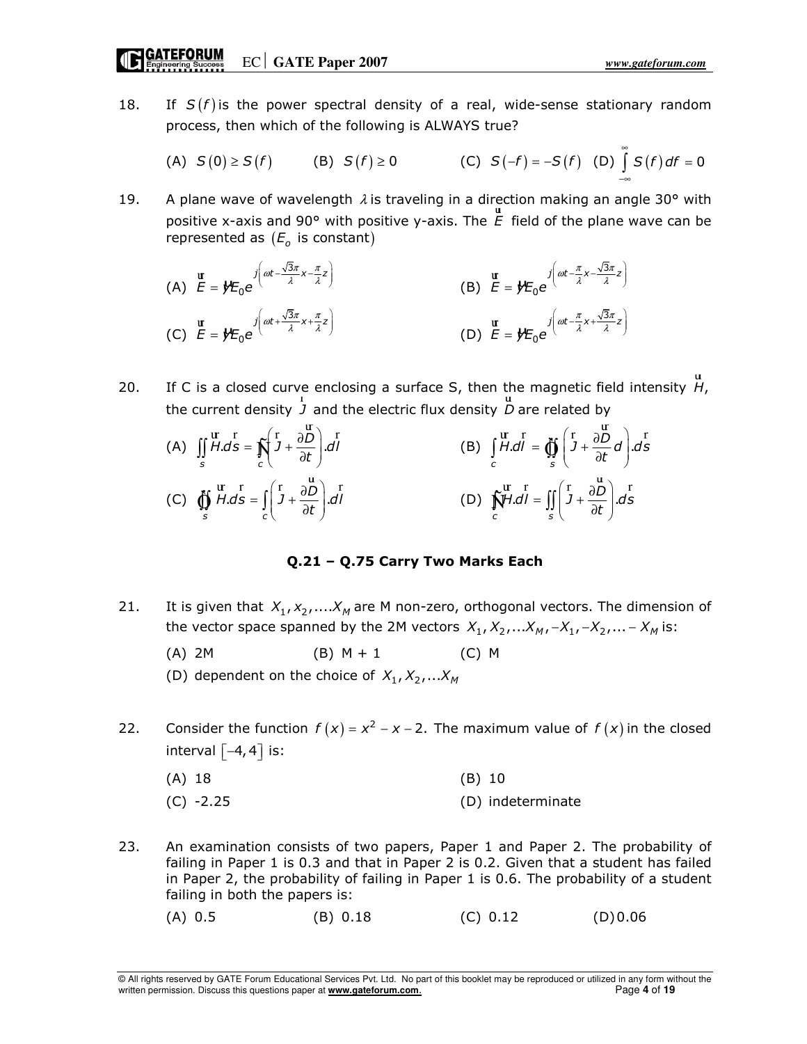18. If $S(f)$ is the power spectral density of a real, wide-sense stationary random process, then which of the following is ALWAYS true?

(A) $S(0) \geq S(f)$ (B) $S(f) \geq 0$ (C) $S(-f) = -S(f)$ (D) $\int_{-\infty}^{\infty} S(f)\,df = 0$

19. A plane wave of wavelength $\lambda$ is traveling in a direction making an angle 30° with positive x-axis and 90° with positive y-axis. The $\vec{E}$ field of the plane wave can be represented as ($E_o$ is constant)

(A) $\vec{E} = \hat{y}E_0 e^{j\left(\omega t - \frac{\sqrt{3}\pi}{\lambda}x - \frac{\pi}{\lambda}z\right)}$ (B) $\vec{E} = \hat{y}E_0 e^{j\left(\omega t - \frac{\pi}{\lambda}x - \frac{\sqrt{3}\pi}{\lambda}z\right)}$

(C) $\vec{E} = \hat{y}E_0 e^{j\left(\omega t + \frac{\sqrt{3}\pi}{\lambda}x + \frac{\pi}{\lambda}z\right)}$ (D) $\vec{E} = \hat{y}E_0 e^{j\left(\omega t - \frac{\pi}{\lambda}x + \frac{\sqrt{3}\pi}{\lambda}z\right)}$

20. If C is a closed curve enclosing a surface S, then the magnetic field intensity $\vec{H}$, the current density $\vec{J}$ and the electric flux density $\vec{D}$ are related by

(A) $\iint_s \vec{H}.\vec{ds} = \oint_c \left(\vec{J} + \frac{\partial \vec{D}}{\partial t}\right).\vec{dl}$ (B) $\int_c \vec{H}.\vec{dl} = \oiint_s \left(\vec{J} + \frac{\partial \vec{D}}{\partial t} d\right).\vec{ds}$

(C) $\oiint_s \vec{H}.\vec{ds} = \int_c \left(\vec{J} + \frac{\partial \vec{D}}{\partial t}\right).\vec{dl}$ (D) $\oint_c \vec{H}.\vec{dl} = \iint_s \left(\vec{J} + \frac{\partial \vec{D}}{\partial t}\right).\vec{ds}$

### Q.21 – Q.75 Carry Two Marks Each

21. It is given that $X_1, x_2, \ldots X_M$ are M non-zero, orthogonal vectors. The dimension of the vector space spanned by the 2M vectors $X_1, X_2, \ldots X_M, -X_1, -X_2, \ldots -X_M$ is:

(A) 2M (B) M + 1 (C) M

(D) dependent on the choice of $X_1, X_2, \ldots X_M$

22. Consider the function $f(x) = x^2 - x - 2$. The maximum value of $f(x)$ in the closed interval $[-4, 4]$ is:

(A) 18 (B) 10

(C) -2.25 (D) indeterminate

23. An examination consists of two papers, Paper 1 and Paper 2. The probability of failing in Paper 1 is 0.3 and that in Paper 2 is 0.2. Given that a student has failed in Paper 2, the probability of failing in Paper 1 is 0.6. The probability of a student failing in both the papers is:

(A) 0.5 (B) 0.18 (C) 0.12 (D) 0.06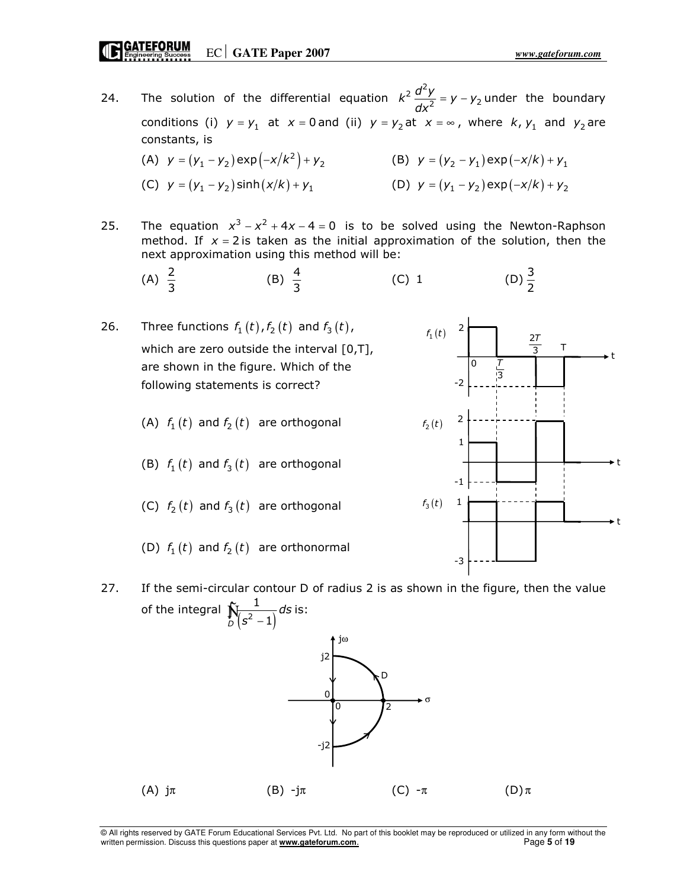24. The solution of the differential equation $k^2 \frac{d^2y}{dx^2} = y - y_2$ under the boundary conditions (i) $y = y_1$ at $x = 0$ and (ii) $y = y_2$ at $x = \infty$, where $k, y_1$ and $y_2$ are constants, is

(A) $y = (y_1 - y_2)\exp(-x/k^2) + y_2$

(B) $y = (y_2 - y_1)\exp(-x/k) + y_1$

(C) $y = (y_1 - y_2)\sinh(x/k) + y_1$

(D) $y = (y_1 - y_2)\exp(-x/k) + y_2$

25. The equation $x^3 - x^2 + 4x - 4 = 0$ is to be solved using the Newton-Raphson method. If $x = 2$ is taken as the initial approximation of the solution, then the next approximation using this method will be:

(A) $\frac{2}{3}$

(B) $\frac{4}{3}$

(C) 1

(D) $\frac{3}{2}$

26. Three functions $f_1(t), f_2(t)$ and $f_3(t)$, which are zero outside the interval [0,T], are shown in the figure. Which of the following statements is correct?

(A) $f_1(t)$ and $f_2(t)$ are orthogonal

(B) $f_1(t)$ and $f_3(t)$ are orthogonal

(C) $f_2(t)$ and $f_3(t)$ are orthogonal

(D) $f_1(t)$ and $f_2(t)$ are orthonormal

27. If the semi-circular contour D of radius 2 is as shown in the figure, then the value of the integral $\oint_D \frac{1}{(s^2 - 1)} ds$ is:

(A) $j\pi$

(B) $-j\pi$

(C) $-\pi$

(D) $\pi$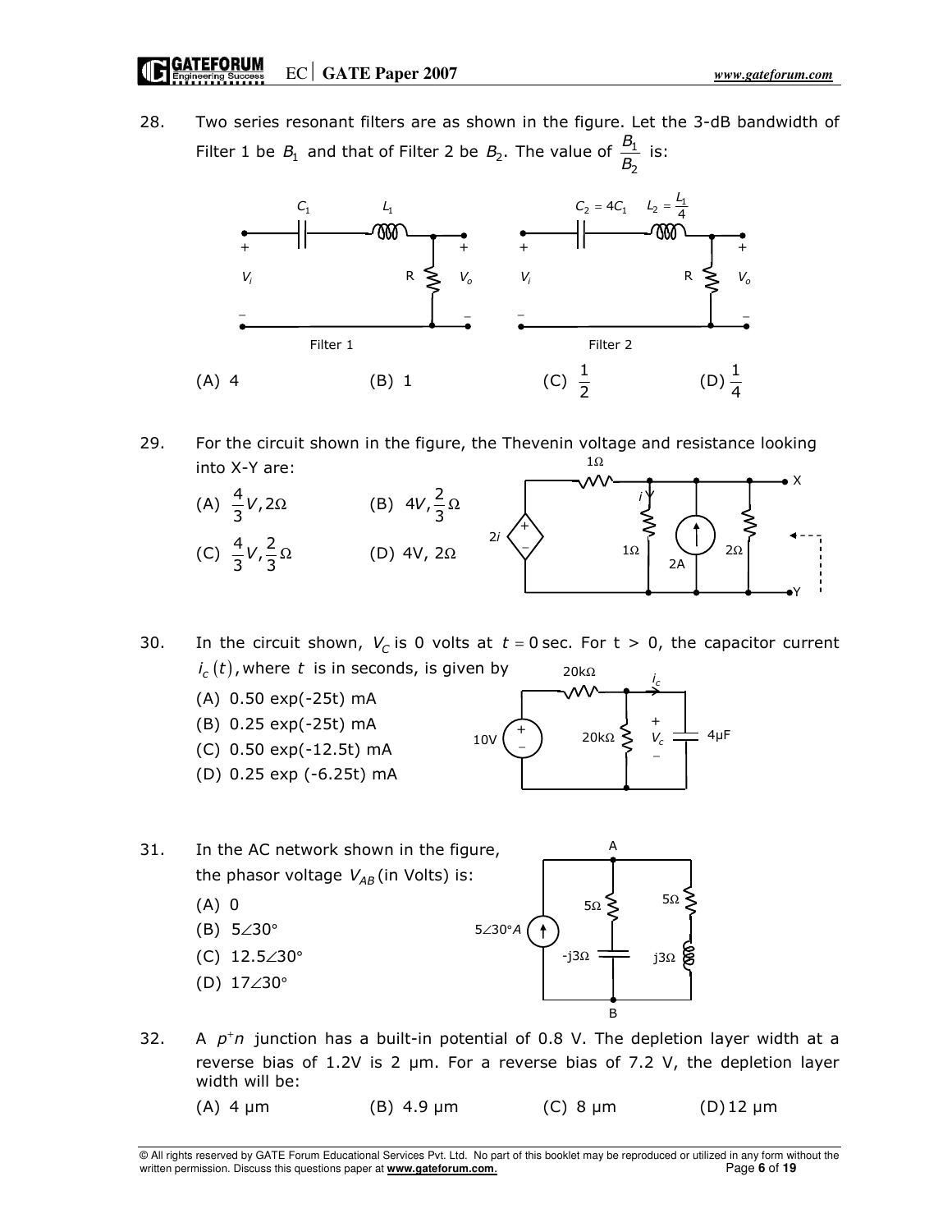28. Two series resonant filters are as shown in the figure. Let the 3-dB bandwidth of Filter 1 be $B_1$ and that of Filter 2 be $B_2$. The value of $\frac{B_1}{B_2}$ is:

Filter 1 &nbsp;&nbsp;&nbsp;&nbsp; Filter 2 ($C_2 = 4C_1$, $L_2 = \frac{L_1}{4}$)

(A) 4 &nbsp;&nbsp;&nbsp;&nbsp; (B) 1 &nbsp;&nbsp;&nbsp;&nbsp; (C) $\frac{1}{2}$ &nbsp;&nbsp;&nbsp;&nbsp; (D) $\frac{1}{4}$

29. For the circuit shown in the figure, the Thevenin voltage and resistance looking into X-Y are:

(A) $\frac{4}{3}V, 2\Omega$ &nbsp;&nbsp;&nbsp;&nbsp; (B) $4V, \frac{2}{3}\Omega$

(C) $\frac{4}{3}V, \frac{2}{3}\Omega$ &nbsp;&nbsp;&nbsp;&nbsp; (D) 4V, 2Ω

30. In the circuit shown, $V_C$ is 0 volts at $t = 0$ sec. For t > 0, the capacitor current $i_c(t)$, where $t$ is in seconds, is given by

(A) 0.50 exp(-25t) mA

(B) 0.25 exp(-25t) mA

(C) 0.50 exp(-12.5t) mA

(D) 0.25 exp (-6.25t) mA

31. In the AC network shown in the figure, the phasor voltage $V_{AB}$ (in Volts) is:

(A) 0

(B) $5\angle30°$

(C) $12.5\angle30°$

(D) $17\angle30°$

32. A $p^+n$ junction has a built-in potential of 0.8 V. The depletion layer width at a reverse bias of 1.2V is 2 μm. For a reverse bias of 7.2 V, the depletion layer width will be:

(A) 4 μm &nbsp;&nbsp;&nbsp;&nbsp; (B) 4.9 μm &nbsp;&nbsp;&nbsp;&nbsp; (C) 8 μm &nbsp;&nbsp;&nbsp;&nbsp; (D) 12 μm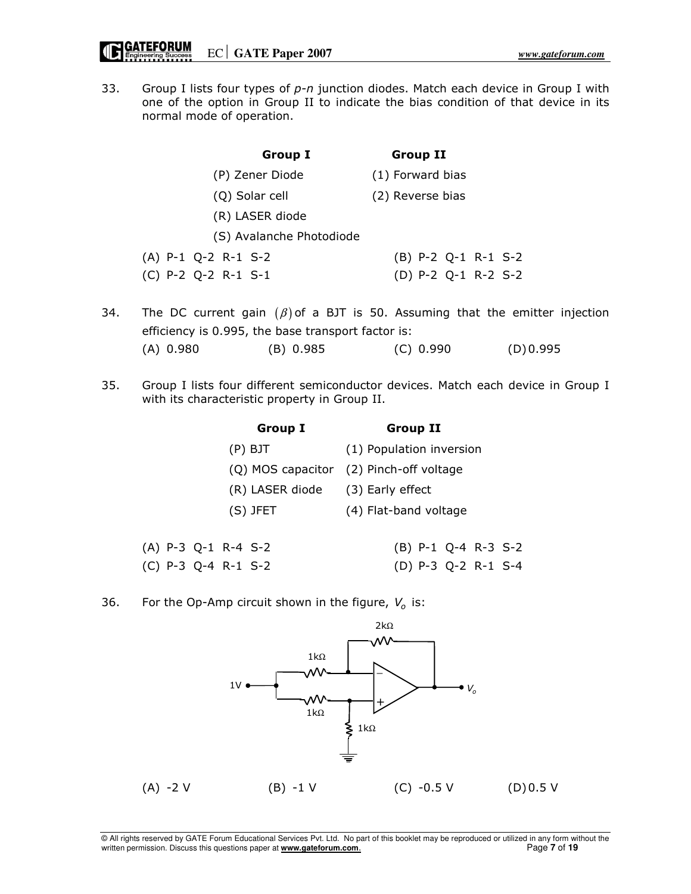33. Group I lists four types of *p-n* junction diodes. Match each device in Group I with one of the option in Group II to indicate the bias condition of that device in its normal mode of operation.

| Group I | Group II |
|---|---|
| (P) Zener Diode | (1) Forward bias |
| (Q) Solar cell | (2) Reverse bias |
| (R) LASER diode | |
| (S) Avalanche Photodiode | |

(A) P-1 Q-2 R-1 S-2 (B) P-2 Q-1 R-1 S-2

(C) P-2 Q-2 R-1 S-1 (D) P-2 Q-1 R-2 S-2

34. The DC current gain $(\beta)$ of a BJT is 50. Assuming that the emitter injection efficiency is 0.995, the base transport factor is:

(A) 0.980 (B) 0.985 (C) 0.990 (D) 0.995

35. Group I lists four different semiconductor devices. Match each device in Group I with its characteristic property in Group II.

| Group I | Group II |
|---|---|
| (P) BJT | (1) Population inversion |
| (Q) MOS capacitor | (2) Pinch-off voltage |
| (R) LASER diode | (3) Early effect |
| (S) JFET | (4) Flat-band voltage |

(A) P-3 Q-1 R-4 S-2 (B) P-1 Q-4 R-3 S-2

(C) P-3 Q-4 R-1 S-2 (D) P-3 Q-2 R-1 S-4

36. For the Op-Amp circuit shown in the figure, $V_o$ is:

(A) -2 V (B) -1 V (C) -0.5 V (D) 0.5 V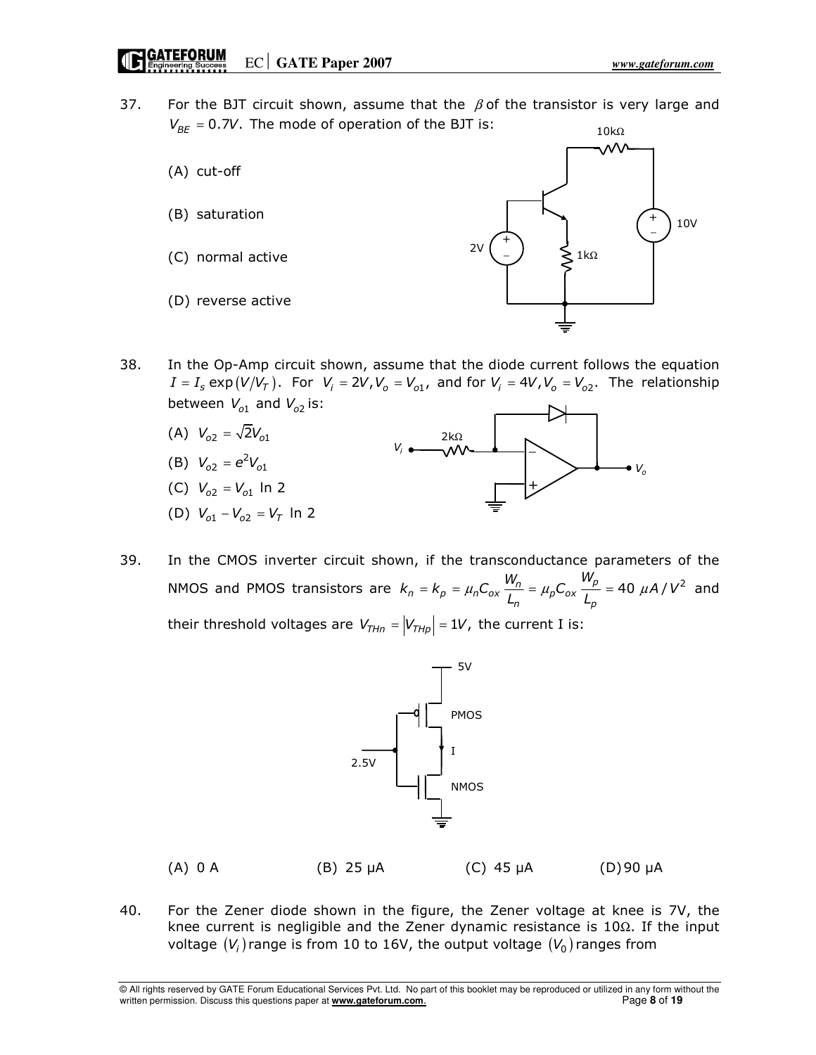37. For the BJT circuit shown, assume that the $\beta$ of the transistor is very large and $V_{BE} = 0.7V$. The mode of operation of the BJT is:

    (A) cut-off

    (B) saturation

    (C) normal active

    (D) reverse active

38. In the Op-Amp circuit shown, assume that the diode current follows the equation $I = I_s \exp(V/V_T)$. For $V_i = 2V, V_o = V_{o1}$, and for $V_i = 4V, V_o = V_{o2}$. The relationship between $V_{o1}$ and $V_{o2}$ is:

    (A) $V_{o2} = \sqrt{2}V_{o1}$

    (B) $V_{o2} = e^2 V_{o1}$

    (C) $V_{o2} = V_{o1} \ln 2$

    (D) $V_{o1} - V_{o2} = V_T \ln 2$

39. In the CMOS inverter circuit shown, if the transconductance parameters of the NMOS and PMOS transistors are $k_n = k_p = \mu_n C_{ox} \frac{W_n}{L_n} = \mu_p C_{ox} \frac{W_p}{L_p} = 40\ \mu A/V^2$ and their threshold voltages are $V_{THn} = |V_{THp}| = 1V$, the current I is:

    (A) 0 A  (B) 25 μA  (C) 45 μA  (D) 90 μA

40. For the Zener diode shown in the figure, the Zener voltage at knee is 7V, the knee current is negligible and the Zener dynamic resistance is 10Ω. If the input voltage $(V_i)$ range is from 10 to 16V, the output voltage $(V_0)$ ranges from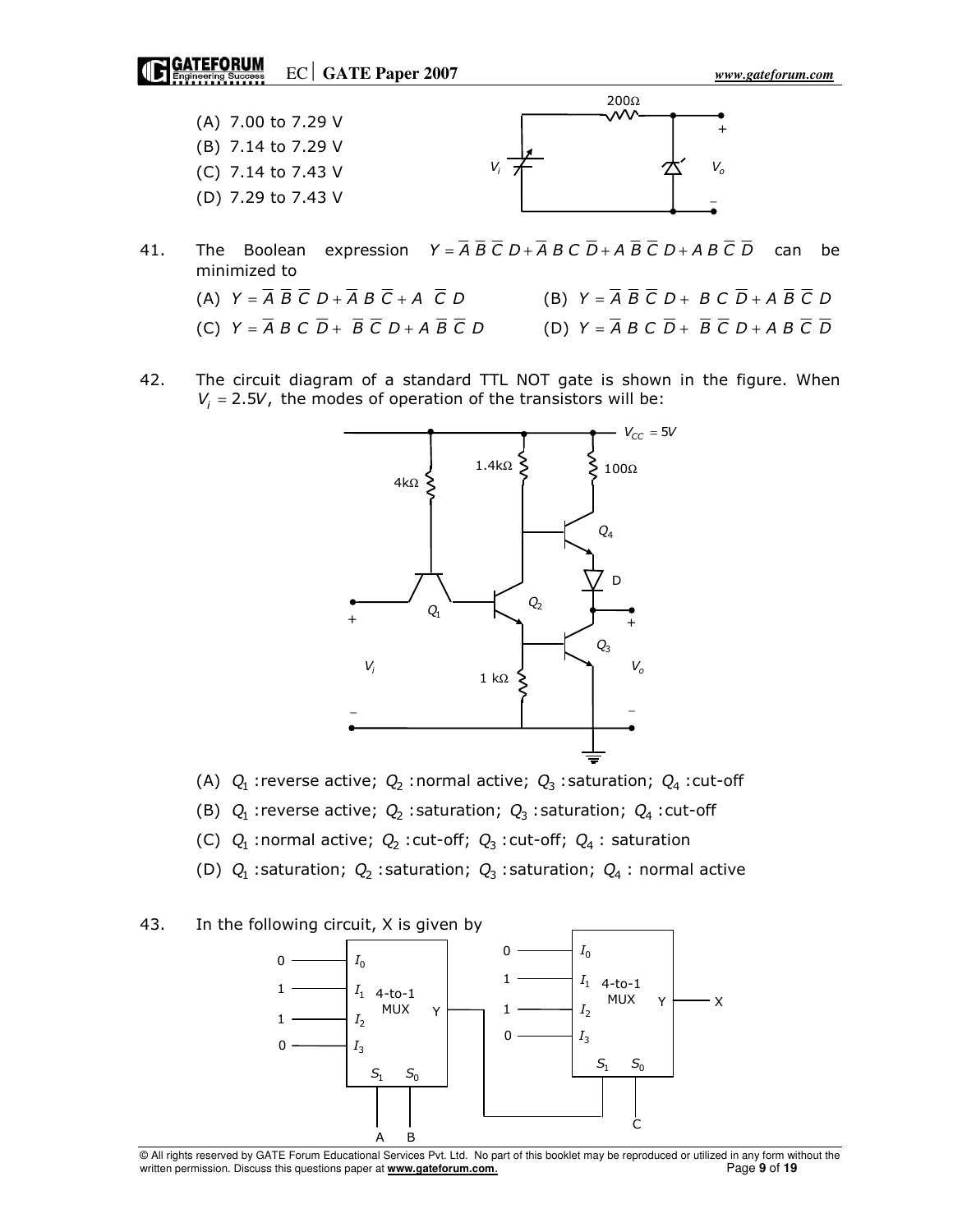(A) 7.00 to 7.29 V

(B) 7.14 to 7.29 V

(C) 7.14 to 7.43 V

(D) 7.29 to 7.43 V

41. The Boolean expression $Y = \overline{A}\,\overline{B}\,\overline{C}\,D + \overline{A}\,B\,C\,\overline{D} + A\,\overline{B}\,\overline{C}\,D + A\,B\,\overline{C}\,\overline{D}$ can be minimized to

(A) $Y = \overline{A}\,\overline{B}\,\overline{C}\,D + \overline{A}\,B\,\overline{C} + A\,\overline{C}\,D$

(B) $Y = \overline{A}\,\overline{B}\,\overline{C}\,D + B\,C\,\overline{D} + A\,\overline{B}\,\overline{C}\,D$

(C) $Y = \overline{A}\,B\,C\,\overline{D} + \overline{B}\,\overline{C}\,D + A\,\overline{B}\,\overline{C}\,D$

(D) $Y = \overline{A}\,B\,C\,\overline{D} + \overline{B}\,\overline{C}\,D + A\,B\,\overline{C}\,\overline{D}$

42. The circuit diagram of a standard TTL NOT gate is shown in the figure. When $V_i = 2.5V$, the modes of operation of the transistors will be:

(A) $Q_1$ :reverse active; $Q_2$ :normal active; $Q_3$ :saturation; $Q_4$ :cut-off

(B) $Q_1$ :reverse active; $Q_2$ :saturation; $Q_3$ :saturation; $Q_4$ :cut-off

(C) $Q_1$ :normal active; $Q_2$ :cut-off; $Q_3$ :cut-off; $Q_4$ : saturation

(D) $Q_1$ :saturation; $Q_2$ :saturation; $Q_3$ :saturation; $Q_4$ : normal active

43. In the following circuit, X is given by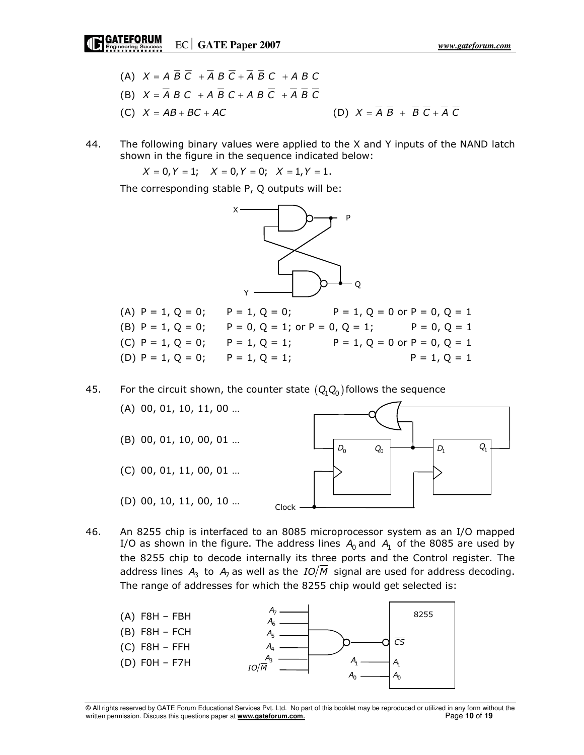(A) $X = A\,\overline{B}\,\overline{C} + \overline{A}\,B\,\overline{C} + \overline{A}\,\overline{B}\,C + A\,B\,C$

(B) $X = \overline{A}\,B\,C + A\,\overline{B}\,C + A\,B\,\overline{C} + \overline{A}\,\overline{B}\,\overline{C}$

(C) $X = AB + BC + AC$

(D) $X = \overline{A}\,\overline{B} + \overline{B}\,\overline{C} + \overline{A}\,\overline{C}$

44. The following binary values were applied to the X and Y inputs of the NAND latch shown in the figure in the sequence indicated below:

$X = 0, Y = 1; \quad X = 0, Y = 0; \quad X = 1, Y = 1.$

The corresponding stable P, Q outputs will be:

(A) P = 1, Q = 0; P = 1, Q = 0; P = 1, Q = 0 or P = 0, Q = 1

(B) P = 1, Q = 0; P = 0, Q = 1; or P = 0, Q = 1; P = 0, Q = 1

(C) P = 1, Q = 0; P = 1, Q = 1; P = 1, Q = 0 or P = 0, Q = 1

(D) P = 1, Q = 0; P = 1, Q = 1; P = 1, Q = 1

45. For the circuit shown, the counter state $(Q_1Q_0)$ follows the sequence

(A) 00, 01, 10, 11, 00 …

(B) 00, 01, 10, 00, 01 …

(C) 00, 01, 11, 00, 01 …

(D) 00, 10, 11, 00, 10 …

46. An 8255 chip is interfaced to an 8085 microprocessor system as an I/O mapped I/O as shown in the figure. The address lines $A_0$ and $A_1$ of the 8085 are used by the 8255 chip to decode internally its three ports and the Control register. The address lines $A_3$ to $A_7$ as well as the $IO/\overline{M}$ signal are used for address decoding. The range of addresses for which the 8255 chip would get selected is:

(A) F8H – FBH

(B) F8H – FCH

(C) F8H – FFH

(D) F0H – F7H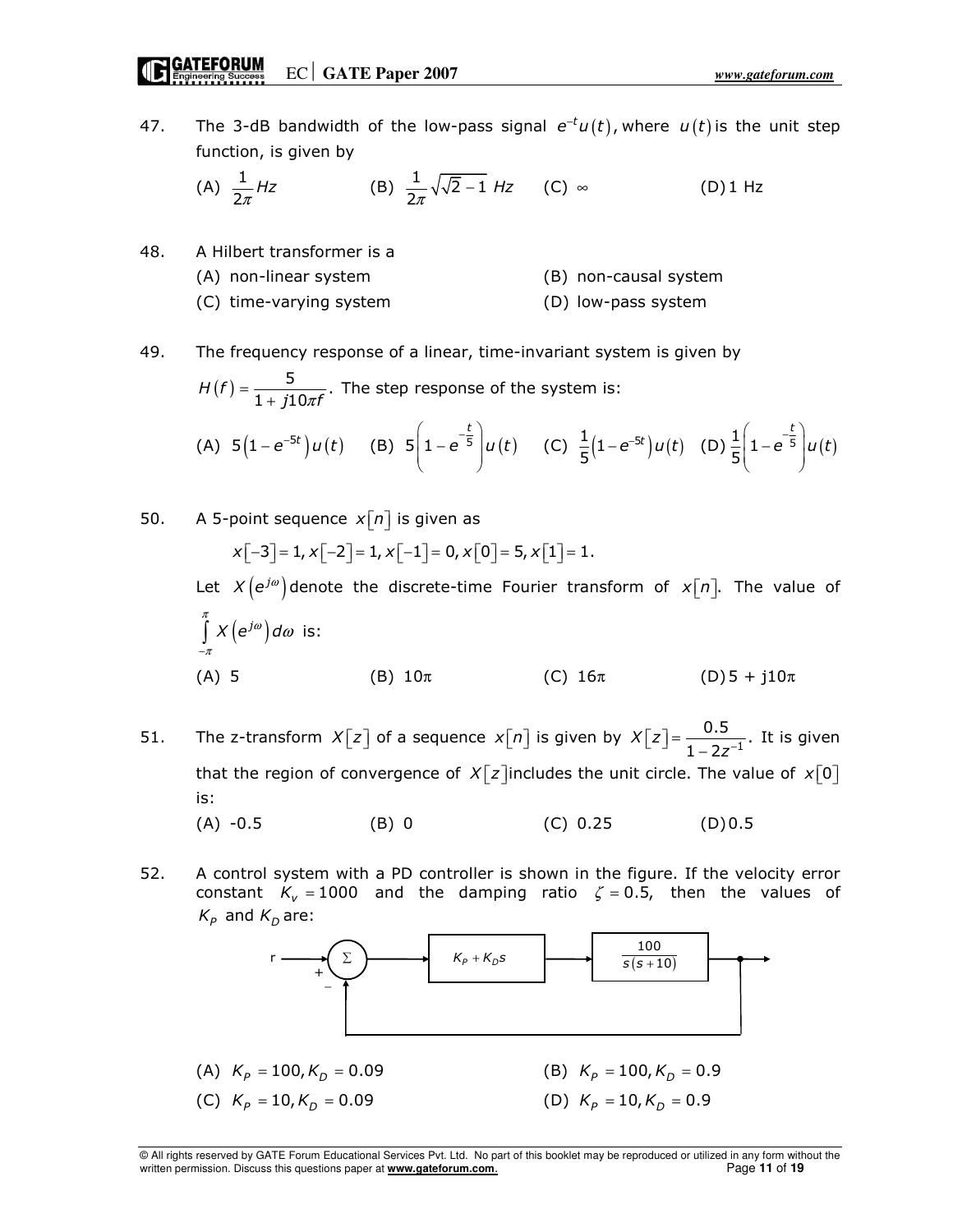47. The 3-dB bandwidth of the low-pass signal $e^{-t}u(t)$, where $u(t)$ is the unit step function, is given by

(A) $\frac{1}{2\pi} Hz$ (B) $\frac{1}{2\pi}\sqrt{\sqrt{2}-1}\ Hz$ (C) $\infty$ (D) 1 Hz

48. A Hilbert transformer is a

(A) non-linear system (B) non-causal system

(C) time-varying system (D) low-pass system

49. The frequency response of a linear, time-invariant system is given by $H(f) = \frac{5}{1 + j10\pi f}$. The step response of the system is:

(A) $5\left(1-e^{-5t}\right)u(t)$ (B) $5\left(1-e^{-\frac{t}{5}}\right)u(t)$ (C) $\frac{1}{5}\left(1-e^{-5t}\right)u(t)$ (D) $\frac{1}{5}\left(1-e^{-\frac{t}{5}}\right)u(t)$

50. A 5-point sequence $x[n]$ is given as

$$x[-3]=1, x[-2]=1, x[-1]=0, x[0]=5, x[1]=1.$$

Let $X\left(e^{j\omega}\right)$ denote the discrete-time Fourier transform of $x[n]$. The value of $\int_{-\pi}^{\pi} X\left(e^{j\omega}\right) d\omega$ is:

(A) 5 (B) $10\pi$ (C) $16\pi$ (D) $5 + j10\pi$

51. The z-transform $X[z]$ of a sequence $x[n]$ is given by $X[z] = \frac{0.5}{1-2z^{-1}}$. It is given that the region of convergence of $X[z]$ includes the unit circle. The value of $x[0]$ is:

(A) -0.5 (B) 0 (C) 0.25 (D) 0.5

52. A control system with a PD controller is shown in the figure. If the velocity error constant $K_v = 1000$ and the damping ratio $\zeta = 0.5$, then the values of $K_P$ and $K_D$ are:

(Block diagram: r → Σ (+, − feedback) → $K_P + K_D s$ → $\frac{100}{s(s+10)}$ → output, with unity negative feedback)

(A) $K_P = 100, K_D = 0.09$ (B) $K_P = 100, K_D = 0.9$

(C) $K_P = 10, K_D = 0.09$ (D) $K_P = 10, K_D = 0.9$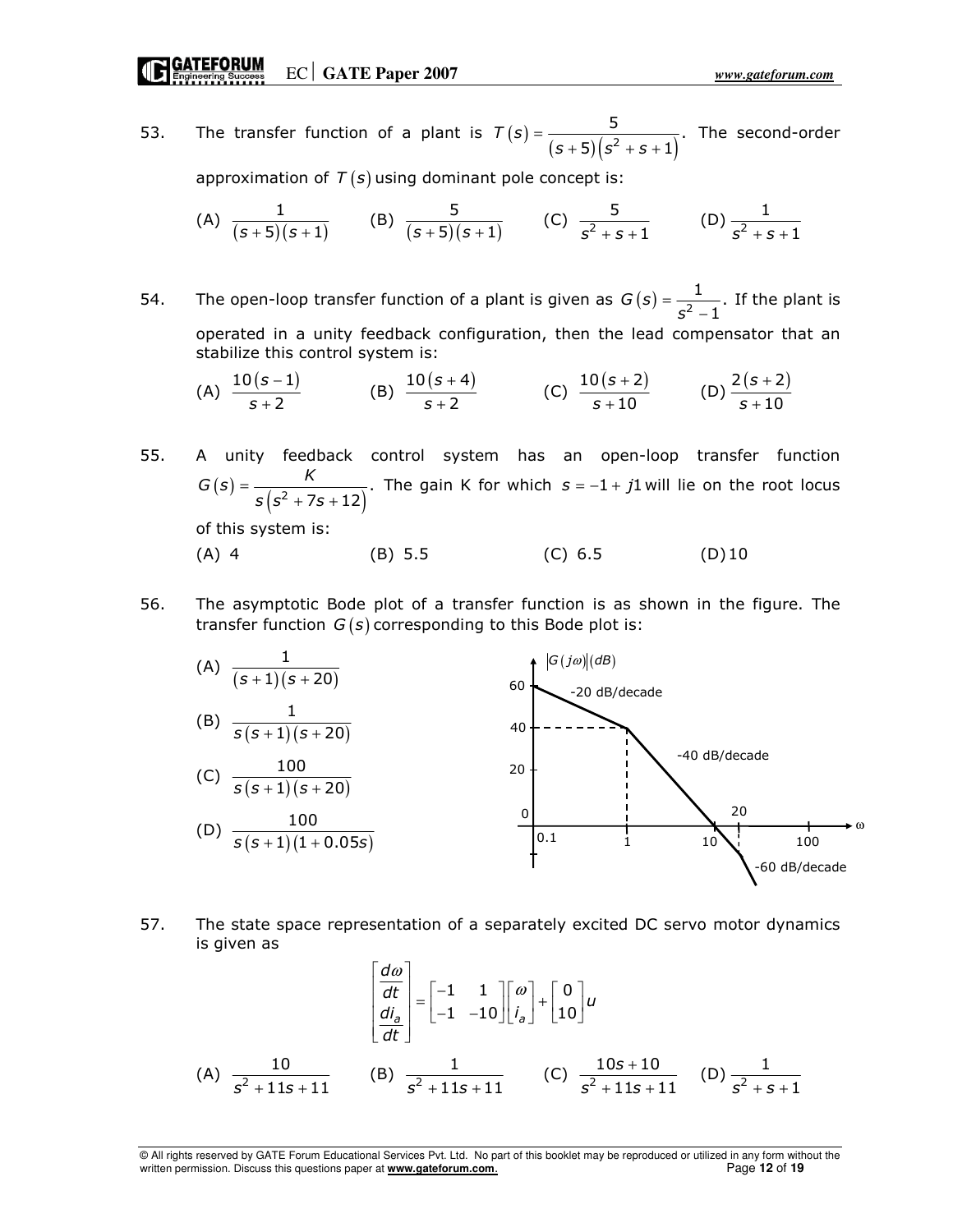53. The transfer function of a plant is $T(s) = \dfrac{5}{(s+5)(s^2+s+1)}$. The second-order approximation of $T(s)$ using dominant pole concept is:

(A) $\dfrac{1}{(s+5)(s+1)}$ (B) $\dfrac{5}{(s+5)(s+1)}$ (C) $\dfrac{5}{s^2+s+1}$ (D) $\dfrac{1}{s^2+s+1}$

54. The open-loop transfer function of a plant is given as $G(s) = \dfrac{1}{s^2-1}$. If the plant is operated in a unity feedback configuration, then the lead compensator that an stabilize this control system is:

(A) $\dfrac{10(s-1)}{s+2}$ (B) $\dfrac{10(s+4)}{s+2}$ (C) $\dfrac{10(s+2)}{s+10}$ (D) $\dfrac{2(s+2)}{s+10}$

55. A unity feedback control system has an open-loop transfer function $G(s) = \dfrac{K}{s(s^2+7s+12)}$. The gain K for which $s = -1 + j1$ will lie on the root locus of this system is:

(A) 4 (B) 5.5 (C) 6.5 (D) 10

56. The asymptotic Bode plot of a transfer function is as shown in the figure. The transfer function $G(s)$ corresponding to this Bode plot is:

(A) $\dfrac{1}{(s+1)(s+20)}$

(B) $\dfrac{1}{s(s+1)(s+20)}$

(C) $\dfrac{100}{s(s+1)(s+20)}$

(D) $\dfrac{100}{s(s+1)(1+0.05s)}$

57. The state space representation of a separately excited DC servo motor dynamics is given as

$$\begin{bmatrix} \dfrac{d\omega}{dt} \\ \dfrac{di_a}{dt} \end{bmatrix} = \begin{bmatrix} -1 & 1 \\ -1 & -10 \end{bmatrix} \begin{bmatrix} \omega \\ i_a \end{bmatrix} + \begin{bmatrix} 0 \\ 10 \end{bmatrix} u$$

(A) $\dfrac{10}{s^2+11s+11}$ (B) $\dfrac{1}{s^2+11s+11}$ (C) $\dfrac{10s+10}{s^2+11s+11}$ (D) $\dfrac{1}{s^2+s+1}$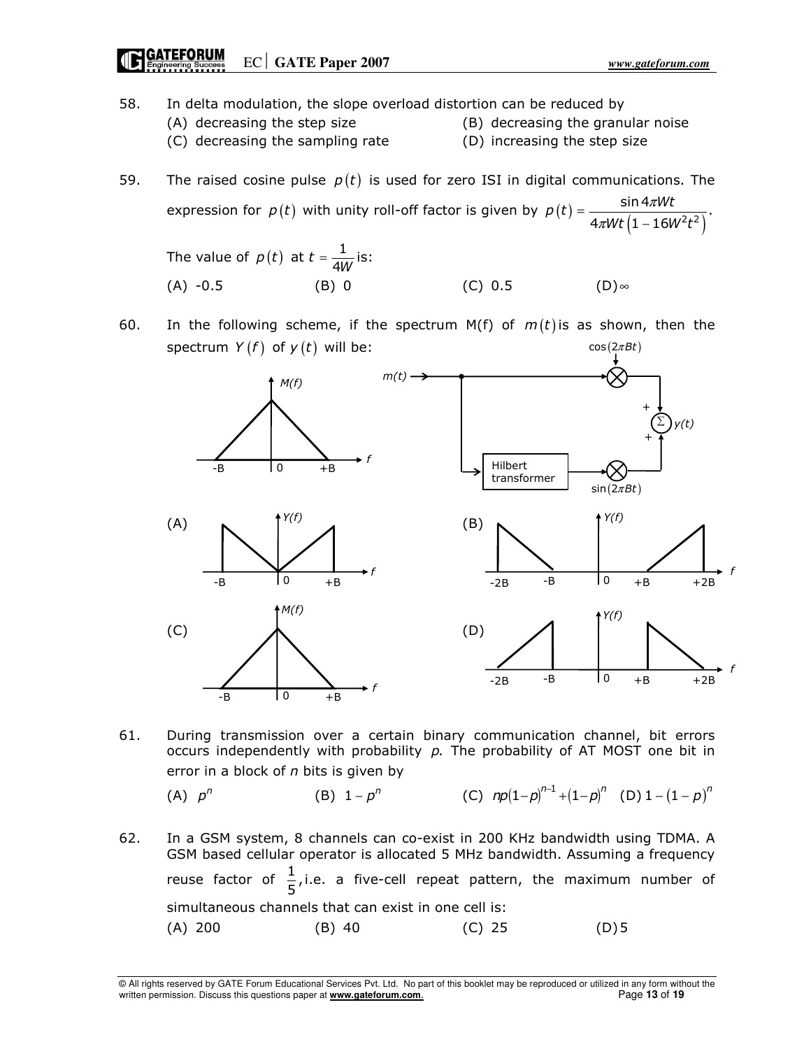58. In delta modulation, the slope overload distortion can be reduced by
    (A) decreasing the step size
    (B) decreasing the granular noise
    (C) decreasing the sampling rate
    (D) increasing the step size

59. The raised cosine pulse $p(t)$ is used for zero ISI in digital communications. The expression for $p(t)$ with unity roll-off factor is given by $p(t) = \dfrac{\sin 4\pi Wt}{4\pi Wt\left(1 - 16W^2t^2\right)}$.

    The value of $p(t)$ at $t = \dfrac{1}{4W}$ is:

    (A) -0.5 (B) 0 (C) 0.5 (D) $\infty$

60. In the following scheme, if the spectrum M(f) of $m(t)$ is as shown, then the spectrum $Y(f)$ of $y(t)$ will be:

    (A) (B) (C) (D)

61. During transmission over a certain binary communication channel, bit errors occurs independently with probability $p$. The probability of AT MOST one bit in error in a block of $n$ bits is given by

    (A) $p^n$ (B) $1 - p^n$ (C) $np(1-p)^{n-1} + (1-p)^n$ (D) $1 - (1-p)^n$

62. In a GSM system, 8 channels can co-exist in 200 KHz bandwidth using TDMA. A GSM based cellular operator is allocated 5 MHz bandwidth. Assuming a frequency reuse factor of $\dfrac{1}{5}$, i.e. a five-cell repeat pattern, the maximum number of simultaneous channels that can exist in one cell is:

    (A) 200 (B) 40 (C) 25 (D) 5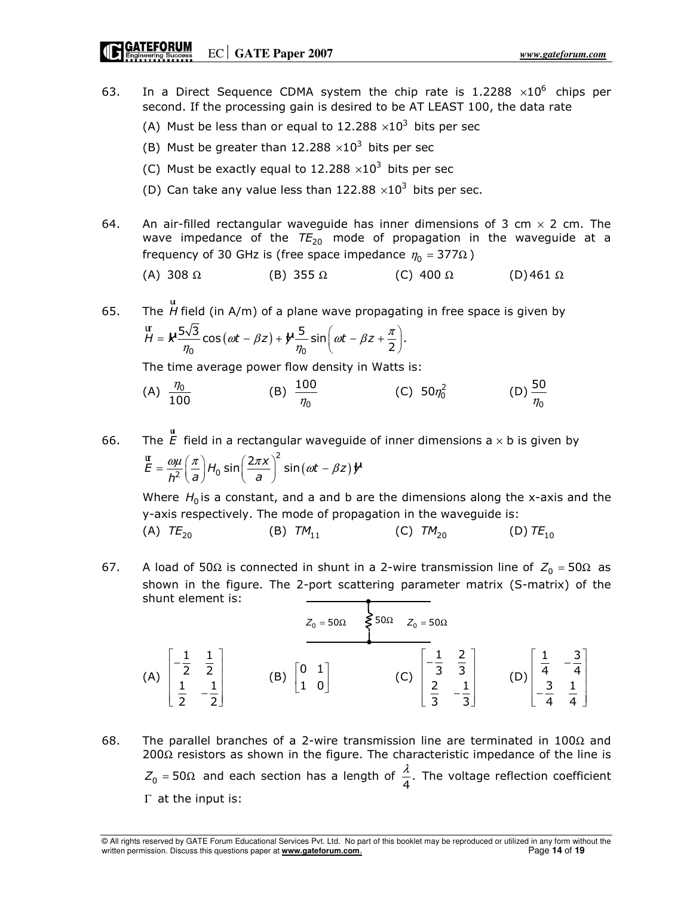63. In a Direct Sequence CDMA system the chip rate is $1.2288 \times 10^6$ chips per second. If the processing gain is desired to be AT LEAST 100, the data rate

   (A) Must be less than or equal to $12.288 \times 10^3$ bits per sec

   (B) Must be greater than $12.288 \times 10^3$ bits per sec

   (C) Must be exactly equal to $12.288 \times 10^3$ bits per sec

   (D) Can take any value less than $122.88 \times 10^3$ bits per sec.

64. An air-filled rectangular waveguide has inner dimensions of 3 cm $\times$ 2 cm. The wave impedance of the $TE_{20}$ mode of propagation in the waveguide at a frequency of 30 GHz is (free space impedance $\eta_0 = 377\Omega$)

   (A) 308 $\Omega$ (B) 355 $\Omega$ (C) 400 $\Omega$ (D) 461 $\Omega$

65. The $\vec{H}$ field (in A/m) of a plane wave propagating in free space is given by

$$\vec{H} = \hat{x}\frac{5\sqrt{3}}{\eta_0}\cos(\omega t - \beta z) + \hat{y}\frac{5}{\eta_0}\sin\left(\omega t - \beta z + \frac{\pi}{2}\right).$$

   The time average power flow density in Watts is:

   (A) $\frac{\eta_0}{100}$ (B) $\frac{100}{\eta_0}$ (C) $50\eta_0^2$ (D) $\frac{50}{\eta_0}$

66. The $\vec{E}$ field in a rectangular waveguide of inner dimensions a $\times$ b is given by

$$\vec{E} = \frac{\omega\mu}{h^2}\left(\frac{\pi}{a}\right)H_0 \sin\left(\frac{2\pi x}{a}\right)^2 \sin(\omega t - \beta z)\hat{y}$$

   Where $H_0$ is a constant, and a and b are the dimensions along the x-axis and the y-axis respectively. The mode of propagation in the waveguide is:

   (A) $TE_{20}$ (B) $TM_{11}$ (C) $TM_{20}$ (D) $TE_{10}$

67. A load of 50$\Omega$ is connected in shunt in a 2-wire transmission line of $Z_0 = 50\Omega$ as shown in the figure. The 2-port scattering parameter matrix (S-matrix) of the shunt element is:

   $Z_0 = 50\Omega$ — 50$\Omega$ — $Z_0 = 50\Omega$

   (A) $\begin{bmatrix} -\frac{1}{2} & \frac{1}{2} \\ \frac{1}{2} & -\frac{1}{2} \end{bmatrix}$ (B) $\begin{bmatrix} 0 & 1 \\ 1 & 0 \end{bmatrix}$ (C) $\begin{bmatrix} -\frac{1}{3} & \frac{2}{3} \\ \frac{2}{3} & -\frac{1}{3} \end{bmatrix}$ (D) $\begin{bmatrix} \frac{1}{4} & -\frac{3}{4} \\ -\frac{3}{4} & \frac{1}{4} \end{bmatrix}$

68. The parallel branches of a 2-wire transmission line are terminated in 100$\Omega$ and 200$\Omega$ resistors as shown in the figure. The characteristic impedance of the line is $Z_0 = 50\Omega$ and each section has a length of $\frac{\lambda}{4}$. The voltage reflection coefficient $\Gamma$ at the input is: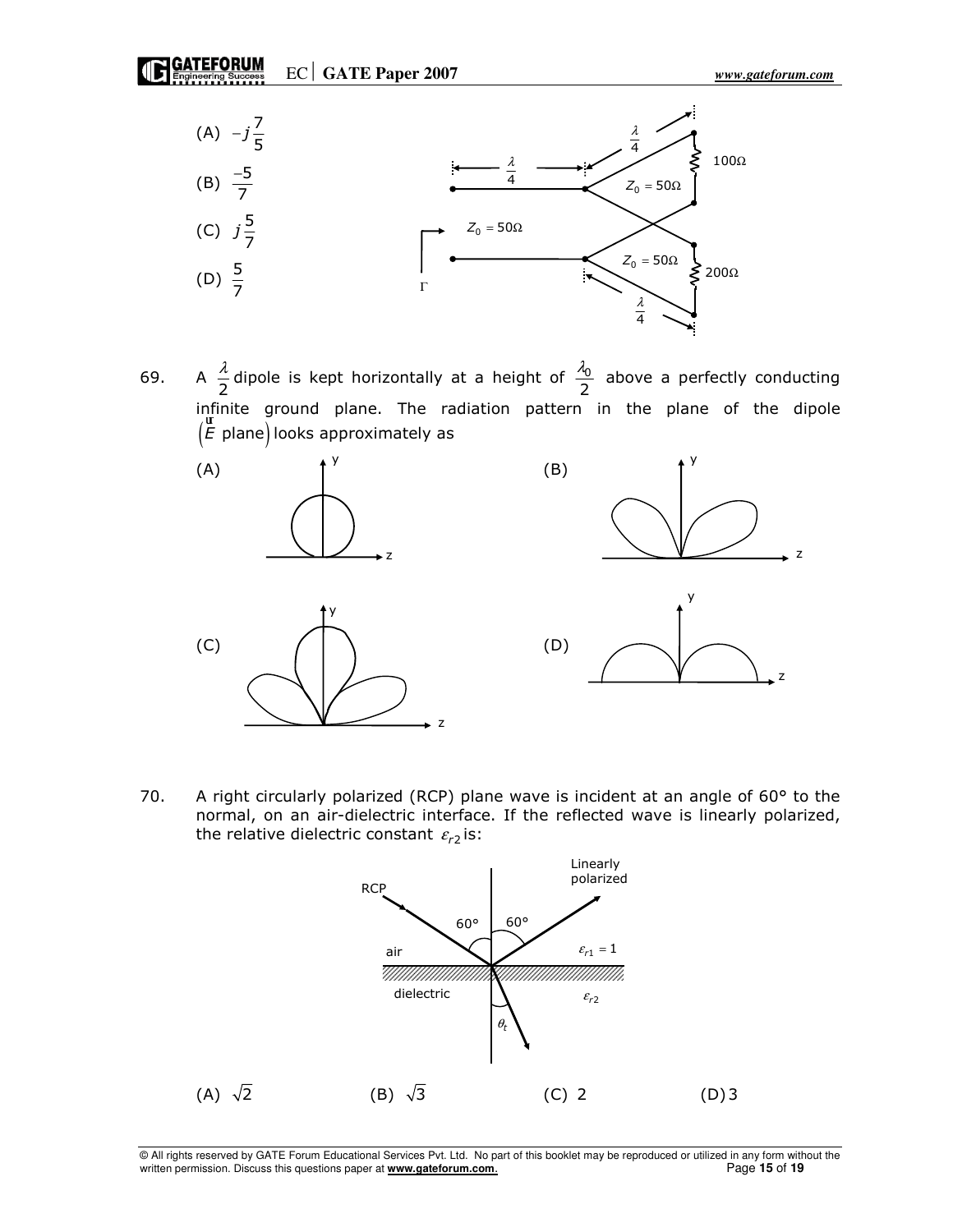(A) $-j\frac{7}{5}$

(B) $\frac{-5}{7}$

(C) $j\frac{5}{7}$

(D) $\frac{5}{7}$

69. A $\frac{\lambda}{2}$ dipole is kept horizontally at a height of $\frac{\lambda_0}{2}$ above a perfectly conducting infinite ground plane. The radiation pattern in the plane of the dipole $\left(\vec{E} \text{ plane}\right)$ looks approximately as

(A)

(B)

(C)

(D)

70. A right circularly polarized (RCP) plane wave is incident at an angle of 60° to the normal, on an air-dielectric interface. If the reflected wave is linearly polarized, the relative dielectric constant $\varepsilon_{r2}$ is:

(A) $\sqrt{2}$ (B) $\sqrt{3}$ (C) 2 (D) 3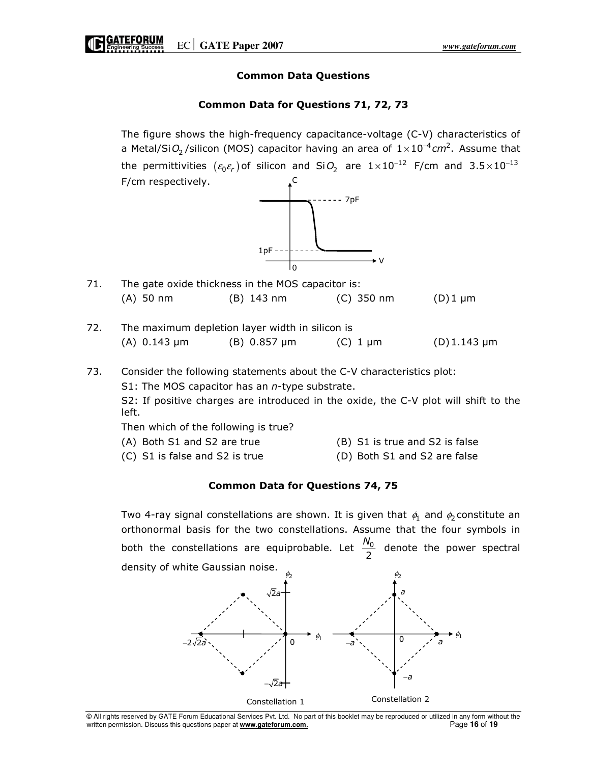### Common Data Questions

#### Common Data for Questions 71, 72, 73

The figure shows the high-frequency capacitance-voltage (C-V) characteristics of a Metal/$SiO_2$/silicon (MOS) capacitor having an area of $1\times10^{-4}cm^2$. Assume that the permittivities $(\varepsilon_0\varepsilon_r)$ of silicon and $SiO_2$ are $1\times10^{-12}$ F/cm and $3.5\times10^{-13}$ F/cm respectively.

71. The gate oxide thickness in the MOS capacitor is:
    (A) 50 nm (B) 143 nm (C) 350 nm (D) 1 μm

72. The maximum depletion layer width in silicon is
    (A) 0.143 μm (B) 0.857 μm (C) 1 μm (D) 1.143 μm

73. Consider the following statements about the C-V characteristics plot:
    S1: The MOS capacitor has an *n*-type substrate.
    S2: If positive charges are introduced in the oxide, the C-V plot will shift to the left.
    Then which of the following is true?
    (A) Both S1 and S2 are true
    (B) S1 is true and S2 is false
    (C) S1 is false and S2 is true
    (D) Both S1 and S2 are false

#### Common Data for Questions 74, 75

Two 4-ray signal constellations are shown. It is given that $\phi_1$ and $\phi_2$ constitute an orthonormal basis for the two constellations. Assume that the four symbols in both the constellations are equiprobable. Let $\frac{N_0}{2}$ denote the power spectral density of white Gaussian noise.

Constellation 1

Constellation 2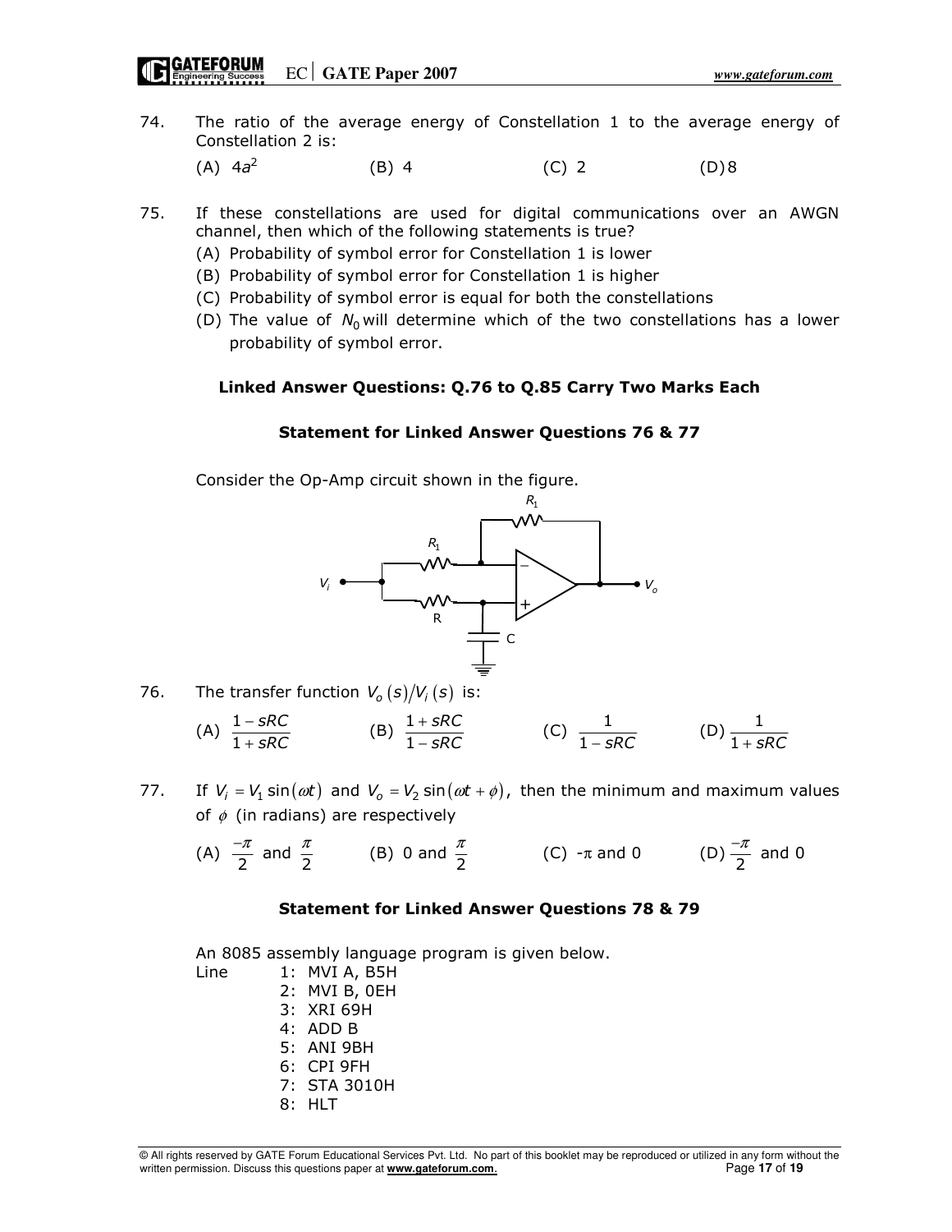74. The ratio of the average energy of Constellation 1 to the average energy of Constellation 2 is:

(A) $4a^2$ (B) 4 (C) 2 (D) 8

75. If these constellations are used for digital communications over an AWGN channel, then which of the following statements is true?

(A) Probability of symbol error for Constellation 1 is lower

(B) Probability of symbol error for Constellation 1 is higher

(C) Probability of symbol error is equal for both the constellations

(D) The value of $N_0$ will determine which of the two constellations has a lower probability of symbol error.

**Linked Answer Questions: Q.76 to Q.85 Carry Two Marks Each**

**Statement for Linked Answer Questions 76 & 77**

Consider the Op-Amp circuit shown in the figure.

76. The transfer function $V_o(s)/V_i(s)$ is:

(A) $\frac{1-sRC}{1+sRC}$ (B) $\frac{1+sRC}{1-sRC}$ (C) $\frac{1}{1-sRC}$ (D) $\frac{1}{1+sRC}$

77. If $V_i = V_1 \sin(\omega t)$ and $V_o = V_2 \sin(\omega t + \phi)$, then the minimum and maximum values of $\phi$ (in radians) are respectively

(A) $\frac{-\pi}{2}$ and $\frac{\pi}{2}$ (B) 0 and $\frac{\pi}{2}$ (C) $-\pi$ and 0 (D) $\frac{-\pi}{2}$ and 0

**Statement for Linked Answer Questions 78 & 79**

An 8085 assembly language program is given below.

```
Line    1: MVI A, B5H
        2: MVI B, 0EH
        3: XRI 69H
        4: ADD B
        5: ANI 9BH
        6: CPI 9FH
        7: STA 3010H
        8: HLT
```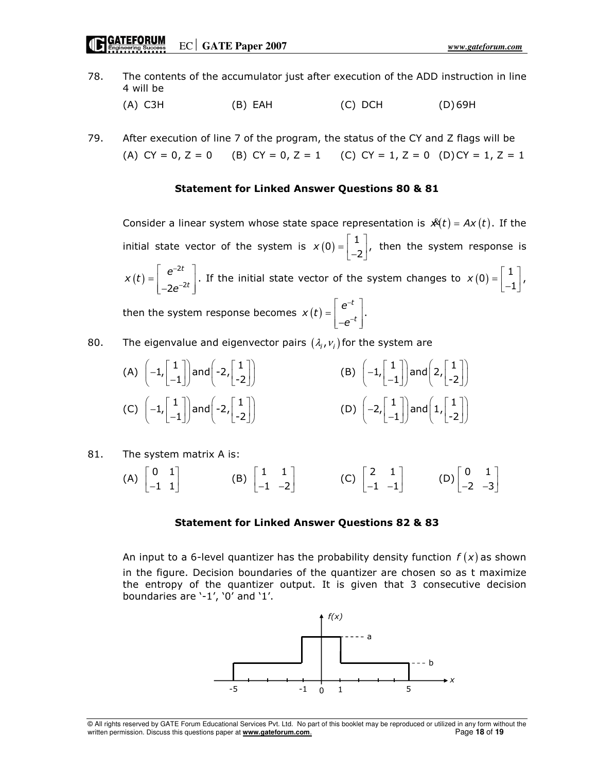78. The contents of the accumulator just after execution of the ADD instruction in line 4 will be

(A) C3H (B) EAH (C) DCH (D) 69H

79. After execution of line 7 of the program, the status of the CY and Z flags will be

(A) CY = 0, Z = 0 (B) CY = 0, Z = 1 (C) CY = 1, Z = 0 (D) CY = 1, Z = 1

**Statement for Linked Answer Questions 80 & 81**

Consider a linear system whose state space representation is $\dot{x}(t) = Ax(t)$. If the initial state vector of the system is $x(0) = \begin{bmatrix} 1 \\ -2 \end{bmatrix}$, then the system response is $x(t) = \begin{bmatrix} e^{-2t} \\ -2e^{-2t} \end{bmatrix}$. If the initial state vector of the system changes to $x(0) = \begin{bmatrix} 1 \\ -1 \end{bmatrix}$, then the system response becomes $x(t) = \begin{bmatrix} e^{-t} \\ -e^{-t} \end{bmatrix}$.

80. The eigenvalue and eigenvector pairs $(\lambda_i, v_i)$ for the system are

(A) $\left(-1, \begin{bmatrix} 1 \\ -1 \end{bmatrix}\right)$ and $\left(-2, \begin{bmatrix} 1 \\ -2 \end{bmatrix}\right)$ (B) $\left(-1, \begin{bmatrix} 1 \\ -1 \end{bmatrix}\right)$ and $\left(2, \begin{bmatrix} 1 \\ -2 \end{bmatrix}\right)$

(C) $\left(-1, \begin{bmatrix} 1 \\ -1 \end{bmatrix}\right)$ and $\left(-2, \begin{bmatrix} 1 \\ -2 \end{bmatrix}\right)$ (D) $\left(-2, \begin{bmatrix} 1 \\ -1 \end{bmatrix}\right)$ and $\left(1, \begin{bmatrix} 1 \\ -2 \end{bmatrix}\right)$

81. The system matrix A is:

(A) $\begin{bmatrix} 0 & 1 \\ -1 & 1 \end{bmatrix}$ (B) $\begin{bmatrix} 1 & 1 \\ -1 & -2 \end{bmatrix}$ (C) $\begin{bmatrix} 2 & 1 \\ -1 & -1 \end{bmatrix}$ (D) $\begin{bmatrix} 0 & 1 \\ -2 & -3 \end{bmatrix}$

**Statement for Linked Answer Questions 82 & 83**

An input to a 6-level quantizer has the probability density function $f(x)$ as shown in the figure. Decision boundaries of the quantizer are chosen so as t maximize the entropy of the quantizer output. It is given that 3 consecutive decision boundaries are '-1', '0' and '1'.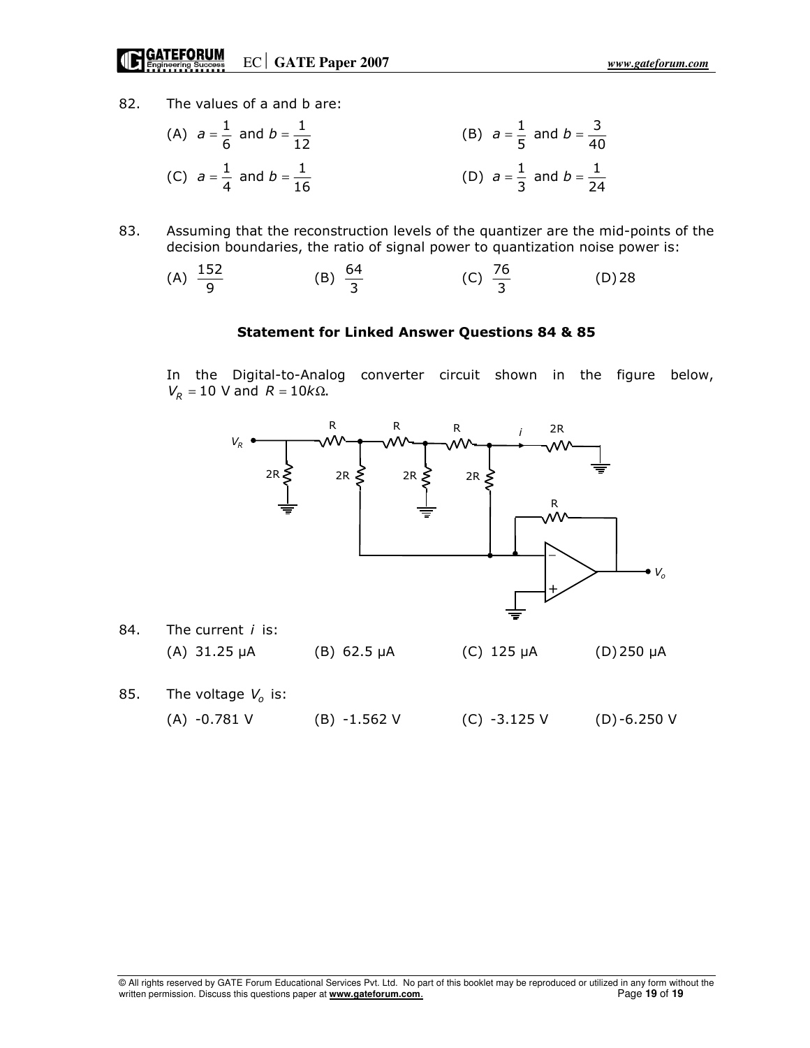82. The values of a and b are:

(A) $a = \frac{1}{6}$ and $b = \frac{1}{12}$  (B) $a = \frac{1}{5}$ and $b = \frac{3}{40}$

(C) $a = \frac{1}{4}$ and $b = \frac{1}{16}$  (D) $a = \frac{1}{3}$ and $b = \frac{1}{24}$

83. Assuming that the reconstruction levels of the quantizer are the mid-points of the decision boundaries, the ratio of signal power to quantization noise power is:

(A) $\frac{152}{9}$  (B) $\frac{64}{3}$  (C) $\frac{76}{3}$  (D) 28

**Statement for Linked Answer Questions 84 & 85**

In the Digital-to-Analog converter circuit shown in the figure below, $V_R = 10$ V and $R = 10k\Omega$.

$V_R$

R R R $i$ 2R

2R 2R 2R 2R

R

$V_o$

84. The current $i$ is:

(A) 31.25 μA  (B) 62.5 μA  (C) 125 μA  (D) 250 μA

85. The voltage $V_o$ is:

(A) -0.781 V  (B) -1.562 V  (C) -3.125 V  (D) -6.250 V